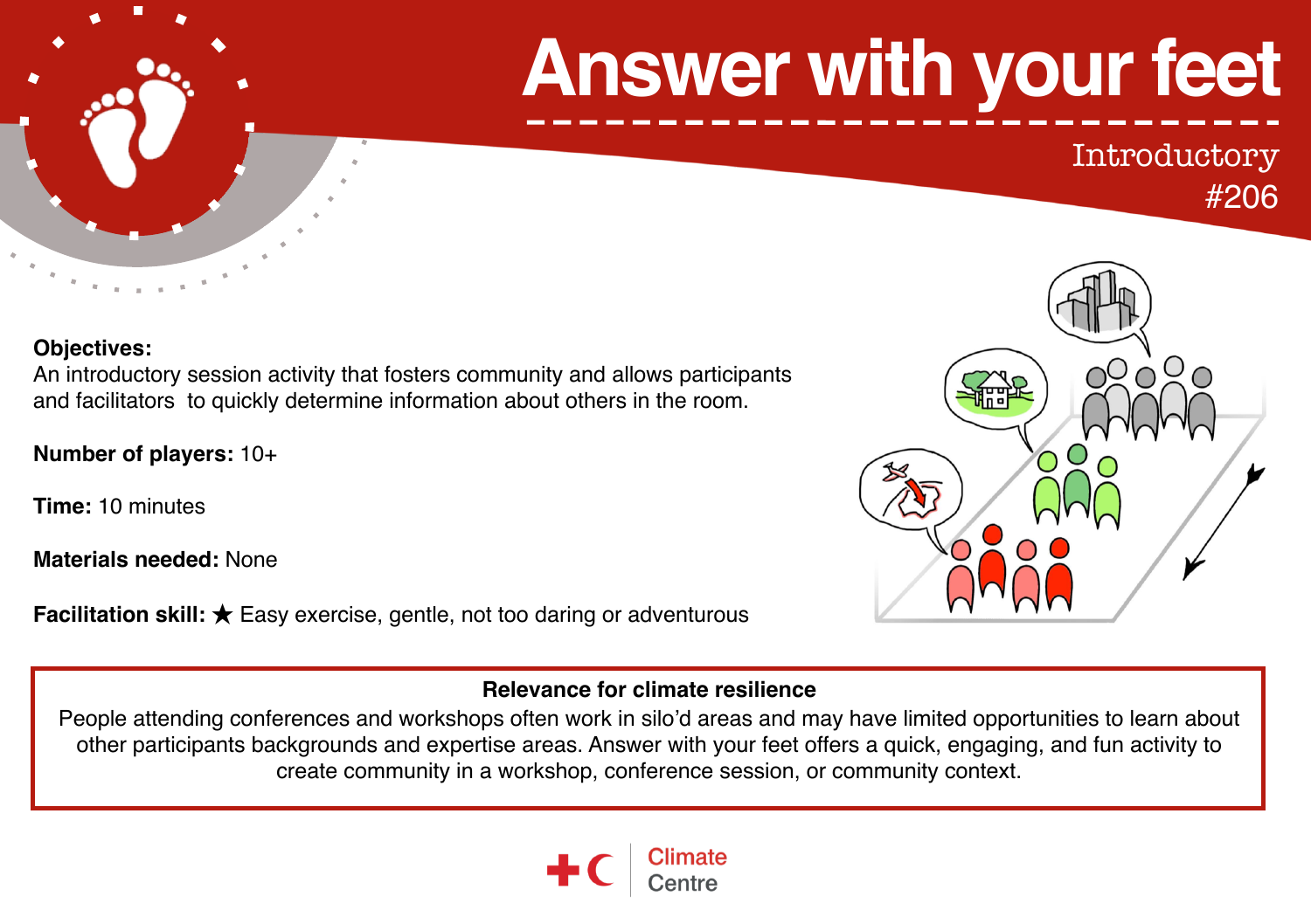# Answer with your feet

Introductory
#206

**Objectives:**
An introductory session activity that fosters community and allows participants and facilitators to quickly determine information about others in the room.

**Number of players:** 10+

**Time:** 10 minutes

**Materials needed:** None

**Facilitation skill:** ★ Easy exercise, gentle, not too daring or adventurous

**Relevance for climate resilience**

People attending conferences and workshops often work in silo'd areas and may have limited opportunities to learn about other participants backgrounds and expertise areas. Answer with your feet offers a quick, engaging, and fun activity to create community in a workshop, conference session, or community context.

Climate Centre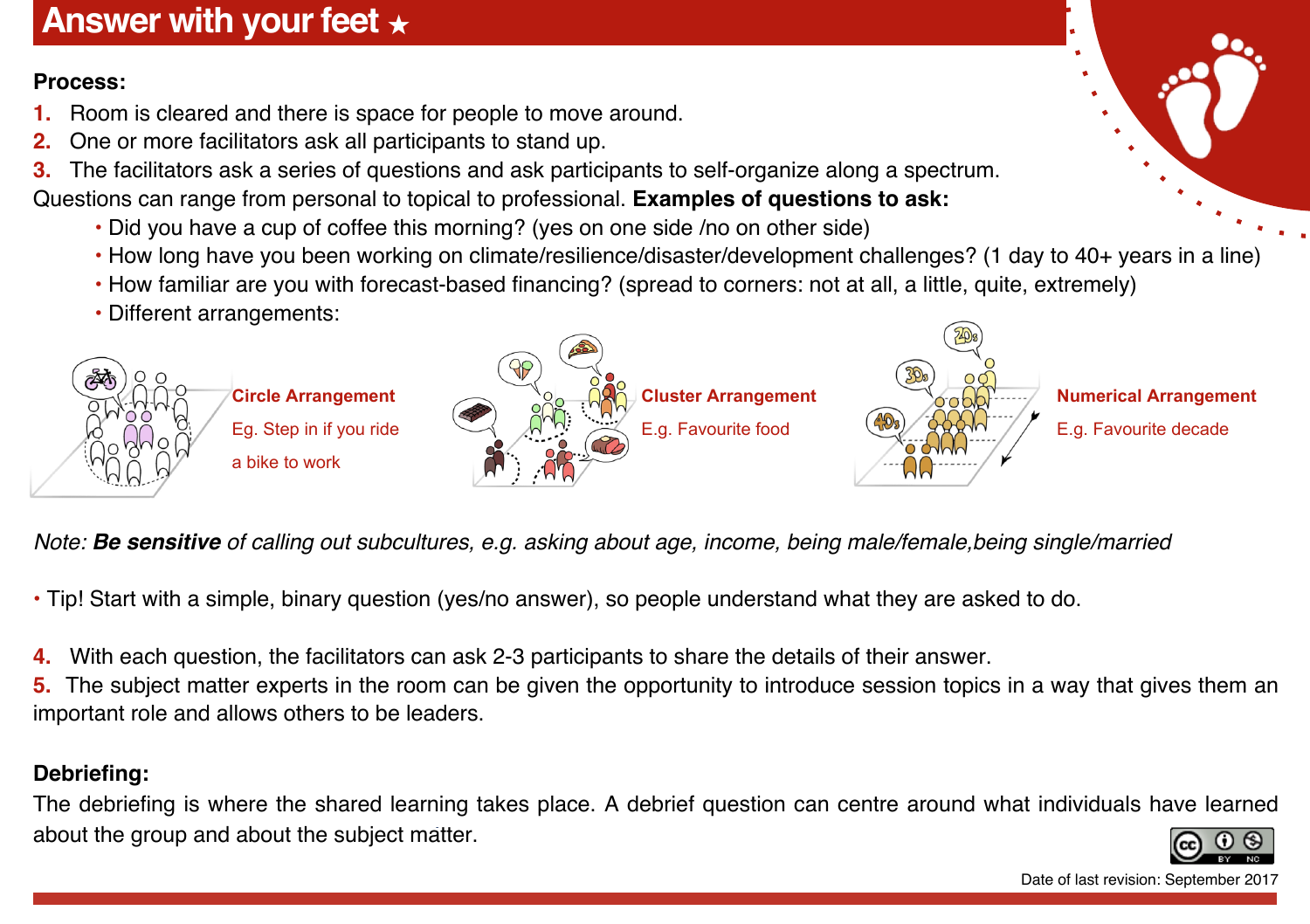# Answer with your feet ★

**Process:**

1. Room is cleared and there is space for people to move around.
2. One or more facilitators ask all participants to stand up.
3. The facilitators ask a series of questions and ask participants to self-organize along a spectrum.

Questions can range from personal to topical to professional. **Examples of questions to ask:**

- Did you have a cup of coffee this morning? (yes on one side /no on other side)
- How long have you been working on climate/resilience/disaster/development challenges? (1 day to 40+ years in a line)
- How familiar are you with forecast-based financing? (spread to corners: not at all, a little, quite, extremely)
- Different arrangements:

**Circle Arrangement**
Eg. Step in if you ride a bike to work

**Cluster Arrangement**
E.g. Favourite food

**Numerical Arrangement**
E.g. Favourite decade

*Note: **Be sensitive** of calling out subcultures, e.g. asking about age, income, being male/female,being single/married*

- Tip! Start with a simple, binary question (yes/no answer), so people understand what they are asked to do.

4. With each question, the facilitators can ask 2-3 participants to share the details of their answer.
5. The subject matter experts in the room can be given the opportunity to introduce session topics in a way that gives them an important role and allows others to be leaders.

**Debriefing:**

The debriefing is where the shared learning takes place. A debrief question can centre around what individuals have learned about the group and about the subject matter.

Date of last revision: September 2017